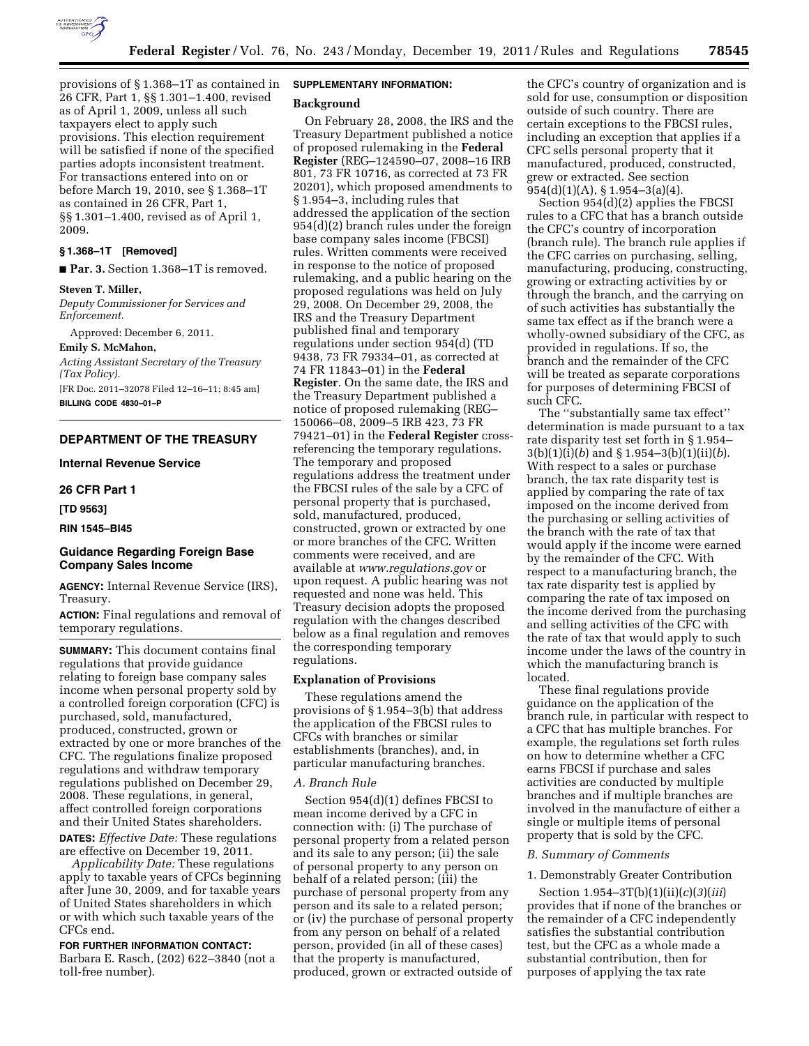provisions of § 1.368–1T as contained in 26 CFR, Part 1, §§ 1.301–1.400, revised as of April 1, 2009, unless all such taxpayers elect to apply such provisions. This election requirement will be satisfied if none of the specified parties adopts inconsistent treatment. For transactions entered into on or before March 19, 2010, see § 1.368–1T as contained in 26 CFR, Part 1, §§ 1.301–1.400, revised as of April 1, 2009.

### § 1.368–1T [Removed]

■ **Par. 3.** Section 1.368–1T is removed.

**Steven T. Miller,**

*Deputy Commissioner for Services and Enforcement.*

Approved: December 6, 2011.

**Emily S. McMahon,**

*Acting Assistant Secretary of the Treasury (Tax Policy).*

[FR Doc. 2011–32078 Filed 12–16–11; 8:45 am]

**BILLING CODE 4830–01–P**

---

## DEPARTMENT OF THE TREASURY

## Internal Revenue Service

## 26 CFR Part 1

## [TD 9563]

## RIN 1545–BI45

## Guidance Regarding Foreign Base Company Sales Income

**AGENCY:** Internal Revenue Service (IRS), Treasury.

**ACTION:** Final regulations and removal of temporary regulations.

**SUMMARY:** This document contains final regulations that provide guidance relating to foreign base company sales income when personal property sold by a controlled foreign corporation (CFC) is purchased, sold, manufactured, produced, constructed, grown or extracted by one or more branches of the CFC. The regulations finalize proposed regulations and withdraw temporary regulations published on December 29, 2008. These regulations, in general, affect controlled foreign corporations and their United States shareholders.

**DATES:** *Effective Date:* These regulations are effective on December 19, 2011.

*Applicability Date:* These regulations apply to taxable years of CFCs beginning after June 30, 2009, and for taxable years of United States shareholders in which or with which such taxable years of the CFCs end.

**FOR FURTHER INFORMATION CONTACT:** Barbara E. Rasch, (202) 622–3840 (not a toll-free number).

**SUPPLEMENTARY INFORMATION:**

### Background

On February 28, 2008, the IRS and the Treasury Department published a notice of proposed rulemaking in the **Federal Register** (REG–124590–07, 2008–16 IRB 801, 73 FR 10716, as corrected at 73 FR 20201), which proposed amendments to § 1.954–3, including rules that addressed the application of the section 954(d)(2) branch rules under the foreign base company sales income (FBCSI) rules. Written comments were received in response to the notice of proposed rulemaking, and a public hearing on the proposed regulations was held on July 29, 2008. On December 29, 2008, the IRS and the Treasury Department published final and temporary regulations under section 954(d) (TD 9438, 73 FR 79334–01, as corrected at 74 FR 11843–01) in the **Federal Register**. On the same date, the IRS and the Treasury Department published a notice of proposed rulemaking (REG–150066–08, 2009–5 IRB 423, 73 FR 79421–01) in the **Federal Register** cross-referencing the temporary regulations. The temporary and proposed regulations address the treatment under the FBCSI rules of the sale by a CFC of personal property that is purchased, sold, manufactured, produced, constructed, grown or extracted by one or more branches of the CFC. Written comments were received, and are available at *www.regulations.gov* or upon request. A public hearing was not requested and none was held. This Treasury decision adopts the proposed regulation with the changes described below as a final regulation and removes the corresponding temporary regulations.

### Explanation of Provisions

These regulations amend the provisions of § 1.954–3(b) that address the application of the FBCSI rules to CFCs with branches or similar establishments (branches), and, in particular manufacturing branches.

#### *A. Branch Rule*

Section 954(d)(1) defines FBCSI to mean income derived by a CFC in connection with: (i) The purchase of personal property from a related person and its sale to any person; (ii) the sale of personal property to any person on behalf of a related person; (iii) the purchase of personal property from any person and its sale to a related person; or (iv) the purchase of personal property from any person on behalf of a related person, provided (in all of these cases) that the property is manufactured, produced, grown or extracted outside of the CFC's country of organization and is sold for use, consumption or disposition outside of such country. There are certain exceptions to the FBCSI rules, including an exception that applies if a CFC sells personal property that it manufactured, produced, constructed, grew or extracted. See section 954(d)(1)(A), § 1.954–3(a)(4).

Section 954(d)(2) applies the FBCSI rules to a CFC that has a branch outside the CFC's country of incorporation (branch rule). The branch rule applies if the CFC carries on purchasing, selling, manufacturing, producing, constructing, growing or extracting activities by or through the branch, and the carrying on of such activities has substantially the same tax effect as if the branch were a wholly-owned subsidiary of the CFC, as provided in regulations. If so, the branch and the remainder of the CFC will be treated as separate corporations for purposes of determining FBCSI of such CFC.

The ''substantially same tax effect'' determination is made pursuant to a tax rate disparity test set forth in § 1.954–3(b)(1)(i)(*b*) and § 1.954–3(b)(1)(ii)(*b*). With respect to a sales or purchase branch, the tax rate disparity test is applied by comparing the rate of tax imposed on the income derived from the purchasing or selling activities of the branch with the rate of tax that would apply if the income were earned by the remainder of the CFC. With respect to a manufacturing branch, the tax rate disparity test is applied by comparing the rate of tax imposed on the income derived from the purchasing and selling activities of the CFC with the rate of tax that would apply to such income under the laws of the country in which the manufacturing branch is located.

These final regulations provide guidance on the application of the branch rule, in particular with respect to a CFC that has multiple branches. For example, the regulations set forth rules on how to determine whether a CFC earns FBCSI if purchase and sales activities are conducted by multiple branches and if multiple branches are involved in the manufacture of either a single or multiple items of personal property that is sold by the CFC.

#### *B. Summary of Comments*

1. Demonstrably Greater Contribution

Section 1.954–3T(b)(1)(ii)(*c*)(*3*)(*iii*) provides that if none of the branches or the remainder of a CFC independently satisfies the substantial contribution test, but the CFC as a whole made a substantial contribution, then for purposes of applying the tax rate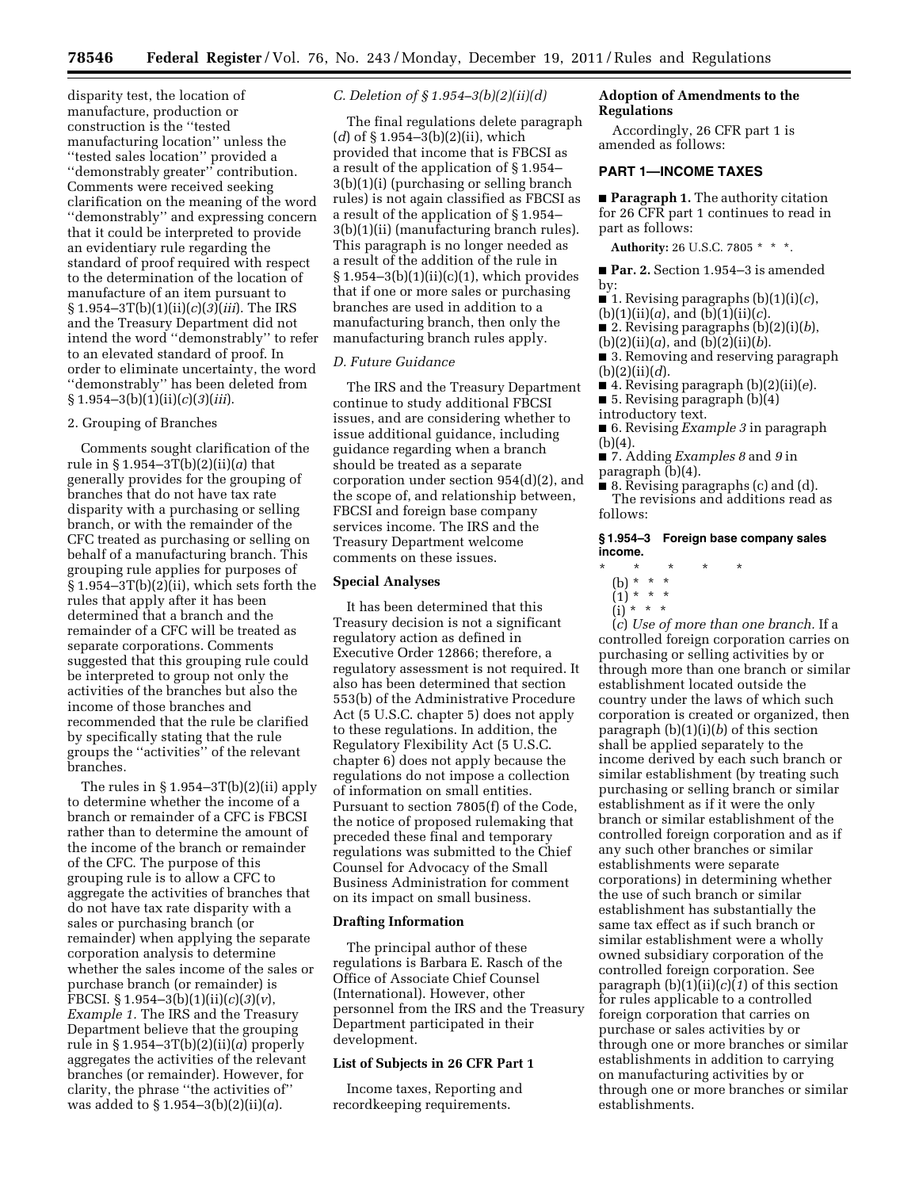disparity test, the location of manufacture, production or construction is the ''tested manufacturing location'' unless the ''tested sales location'' provided a ''demonstrably greater'' contribution. Comments were received seeking clarification on the meaning of the word ''demonstrably'' and expressing concern that it could be interpreted to provide an evidentiary rule regarding the standard of proof required with respect to the determination of the location of manufacture of an item pursuant to § 1.954–3T(b)(1)(ii)(*c*)(*3*)(*iii*). The IRS and the Treasury Department did not intend the word ''demonstrably'' to refer to an elevated standard of proof. In order to eliminate uncertainty, the word ''demonstrably'' has been deleted from § 1.954–3(b)(1)(ii)(*c*)(*3*)(*iii*).

2. Grouping of Branches

Comments sought clarification of the rule in § 1.954–3T(b)(2)(ii)(*a*) that generally provides for the grouping of branches that do not have tax rate disparity with a purchasing or selling branch, or with the remainder of the CFC treated as purchasing or selling on behalf of a manufacturing branch. This grouping rule applies for purposes of § 1.954–3T(b)(2)(ii), which sets forth the rules that apply after it has been determined that a branch and the remainder of a CFC will be treated as separate corporations. Comments suggested that this grouping rule could be interpreted to group not only the activities of the branches but also the income of those branches and recommended that the rule be clarified by specifically stating that the rule groups the ''activities'' of the relevant branches.

The rules in § 1.954–3T(b)(2)(ii) apply to determine whether the income of a branch or remainder of a CFC is FBCSI rather than to determine the amount of the income of the branch or remainder of the CFC. The purpose of this grouping rule is to allow a CFC to aggregate the activities of branches that do not have tax rate disparity with a sales or purchasing branch (or remainder) when applying the separate corporation analysis to determine whether the sales income of the sales or purchase branch (or remainder) is FBCSI. § 1.954–3(b)(1)(ii)(*c*)(*3*)(*v*), *Example 1*. The IRS and the Treasury Department believe that the grouping rule in § 1.954–3T(b)(2)(ii)(*a*) properly aggregates the activities of the relevant branches (or remainder). However, for clarity, the phrase ''the activities of'' was added to § 1.954–3(b)(2)(ii)(*a*).

### *C. Deletion of § 1.954–3(b)(2)(ii)(d)*

The final regulations delete paragraph (*d*) of § 1.954–3(b)(2)(ii), which provided that income that is FBCSI as a result of the application of § 1.954–3(b)(1)(i) (purchasing or selling branch rules) is not again classified as FBCSI as a result of the application of § 1.954–3(b)(1)(ii) (manufacturing branch rules). This paragraph is no longer needed as a result of the addition of the rule in § 1.954–3(b)(1)(ii)(*c*)(*1*), which provides that if one or more sales or purchasing branches are used in addition to a manufacturing branch, then only the manufacturing branch rules apply.

### *D. Future Guidance*

The IRS and the Treasury Department continue to study additional FBCSI issues, and are considering whether to issue additional guidance, including guidance regarding when a branch should be treated as a separate corporation under section 954(d)(2), and the scope of, and relationship between, FBCSI and foreign base company services income. The IRS and the Treasury Department welcome comments on these issues.

## Special Analyses

It has been determined that this Treasury decision is not a significant regulatory action as defined in Executive Order 12866; therefore, a regulatory assessment is not required. It also has been determined that section 553(b) of the Administrative Procedure Act (5 U.S.C. chapter 5) does not apply to these regulations. In addition, the Regulatory Flexibility Act (5 U.S.C. chapter 6) does not apply because the regulations do not impose a collection of information on small entities. Pursuant to section 7805(f) of the Code, the notice of proposed rulemaking that preceded these final and temporary regulations was submitted to the Chief Counsel for Advocacy of the Small Business Administration for comment on its impact on small business.

## Drafting Information

The principal author of these regulations is Barbara E. Rasch of the Office of Associate Chief Counsel (International). However, other personnel from the IRS and the Treasury Department participated in their development.

## List of Subjects in 26 CFR Part 1

Income taxes, Reporting and recordkeeping requirements.

## Adoption of Amendments to the Regulations

Accordingly, 26 CFR part 1 is amended as follows:

## PART 1—INCOME TAXES

■ **Paragraph 1.** The authority citation for 26 CFR part 1 continues to read in part as follows:

**Authority:** 26 U.S.C. 7805 * * *.

■ **Par. 2.** Section 1.954–3 is amended by:

■ 1. Revising paragraphs (b)(1)(i)(*c*), (b)(1)(ii)(*a*), and (b)(1)(ii)(*c*).

■ 2. Revising paragraphs (b)(2)(i)(*b*), (b)(2)(ii)(*a*), and (b)(2)(ii)(*b*).

■ 3. Removing and reserving paragraph (b)(2)(ii)(*d*).

■ 4. Revising paragraph (b)(2)(ii)(*e*).

■ 5. Revising paragraph (b)(4) introductory text.

■ 6. Revising *Example 3* in paragraph (b)(4).

■ 7. Adding *Examples 8* and *9* in paragraph (b)(4).

■ 8. Revising paragraphs (c) and (d).

The revisions and additions read as follows:

### § 1.954–3 Foreign base company sales income.

\* \* \* \* \*

(b) * * *

(1) * * *

(i) * * *

(*c*) *Use of more than one branch.* If a controlled foreign corporation carries on purchasing or selling activities by or through more than one branch or similar establishment located outside the country under the laws of which such corporation is created or organized, then paragraph (b)(1)(i)(*b*) of this section shall be applied separately to the income derived by each such branch or similar establishment (by treating such purchasing or selling branch or similar establishment as if it were the only branch or similar establishment of the controlled foreign corporation and as if any such other branches or similar establishments were separate corporations) in determining whether the use of such branch or similar establishment has substantially the same tax effect as if such branch or similar establishment were a wholly owned subsidiary corporation of the controlled foreign corporation. See paragraph (b)(1)(ii)(*c*)(*1*) of this section for rules applicable to a controlled foreign corporation that carries on purchase or sales activities by or through one or more branches or similar establishments in addition to carrying on manufacturing activities by or through one or more branches or similar establishments.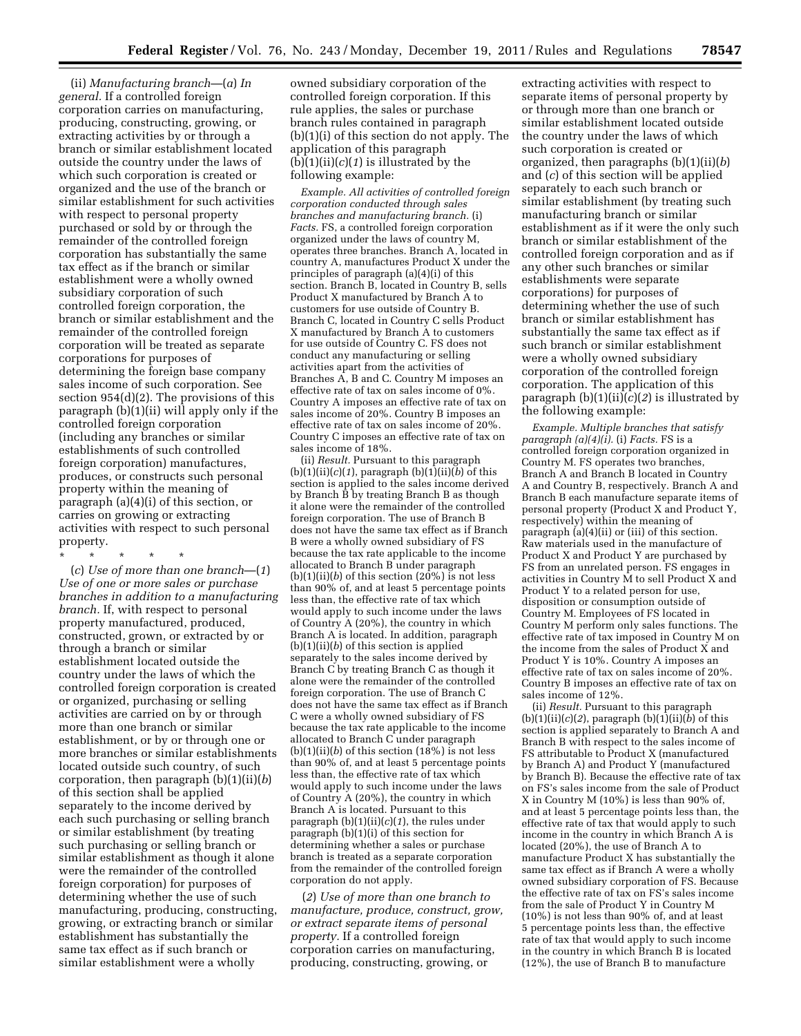(ii) *Manufacturing branch*—(*a*) *In general.* If a controlled foreign corporation carries on manufacturing, producing, constructing, growing, or extracting activities by or through a branch or similar establishment located outside the country under the laws of which such corporation is created or organized and the use of the branch or similar establishment for such activities with respect to personal property purchased or sold by or through the remainder of the controlled foreign corporation has substantially the same tax effect as if the branch or similar establishment were a wholly owned subsidiary corporation of such controlled foreign corporation, the branch or similar establishment and the remainder of the controlled foreign corporation will be treated as separate corporations for purposes of determining the foreign base company sales income of such corporation. See section 954(d)(2). The provisions of this paragraph (b)(1)(ii) will apply only if the controlled foreign corporation (including any branches or similar establishments of such controlled foreign corporation) manufactures, produces, or constructs such personal property within the meaning of paragraph (a)(4)(i) of this section, or carries on growing or extracting activities with respect to such personal property.

\* \* \* \* \*

(*c*) *Use of more than one branch*—(*1*) *Use of one or more sales or purchase branches in addition to a manufacturing branch.* If, with respect to personal property manufactured, produced, constructed, grown, or extracted by or through a branch or similar establishment located outside the country under the laws of which the controlled foreign corporation is created or organized, purchasing or selling activities are carried on by or through more than one branch or similar establishment, or by or through one or more branches or similar establishments located outside such country, of such corporation, then paragraph (b)(1)(ii)(*b*) of this section shall be applied separately to the income derived by each such purchasing or selling branch or similar establishment (by treating such purchasing or selling branch or similar establishment as though it alone were the remainder of the controlled foreign corporation) for purposes of determining whether the use of such manufacturing, producing, constructing, growing, or extracting branch or similar establishment has substantially the same tax effect as if such branch or similar establishment were a wholly owned subsidiary corporation of the controlled foreign corporation. If this rule applies, the sales or purchase branch rules contained in paragraph (b)(1)(i) of this section do not apply. The application of this paragraph (b)(1)(ii)(*c*)(*1*) is illustrated by the following example:

*Example. All activities of controlled foreign corporation conducted through sales branches and manufacturing branch.* (i) *Facts.* FS, a controlled foreign corporation organized under the laws of country M, operates three branches. Branch A, located in country A, manufactures Product X under the principles of paragraph (a)(4)(i) of this section. Branch B, located in Country B, sells Product X manufactured by Branch A to customers for use outside of Country B. Branch C, located in Country C sells Product X manufactured by Branch A to customers for use outside of Country C. FS does not conduct any manufacturing or selling activities apart from the activities of Branches A, B and C. Country M imposes an effective rate of tax on sales income of 0%. Country A imposes an effective rate of tax on sales income of 20%. Country B imposes an effective rate of tax on sales income of 20%. Country C imposes an effective rate of tax on sales income of 18%.

(ii) *Result.* Pursuant to this paragraph (b)(1)(ii)(*c*)(*1*), paragraph (b)(1)(ii)(*b*) of this section is applied to the sales income derived by Branch B by treating Branch B as though it alone were the remainder of the controlled foreign corporation. The use of Branch B does not have the same tax effect as if Branch B were a wholly owned subsidiary of FS because the tax rate applicable to the income allocated to Branch B under paragraph (b)(1)(ii)(*b*) of this section (20%) is not less than 90% of, and at least 5 percentage points less than, the effective rate of tax which would apply to such income under the laws of Country A (20%), the country in which Branch A is located. In addition, paragraph (b)(1)(ii)(*b*) of this section is applied separately to the sales income derived by Branch C by treating Branch C as though it alone were the remainder of the controlled foreign corporation. The use of Branch C does not have the same tax effect as if Branch C were a wholly owned subsidiary of FS because the tax rate applicable to the income allocated to Branch C under paragraph (b)(1)(ii)(*b*) of this section (18%) is not less than 90% of, and at least 5 percentage points less than, the effective rate of tax which would apply to such income under the laws of Country A (20%), the country in which Branch A is located. Pursuant to this paragraph (b)(1)(ii)(*c*)(*1*), the rules under paragraph (b)(1)(i) of this section for determining whether a sales or purchase branch is treated as a separate corporation from the remainder of the controlled foreign corporation do not apply.

(*2*) *Use of more than one branch to manufacture, produce, construct, grow, or extract separate items of personal property.* If a controlled foreign corporation carries on manufacturing, producing, constructing, growing, or extracting activities with respect to separate items of personal property by or through more than one branch or similar establishment located outside the country under the laws of which such corporation is created or organized, then paragraphs (b)(1)(ii)(*b*) and (*c*) of this section will be applied separately to each such branch or similar establishment (by treating such manufacturing branch or similar establishment as if it were the only such branch or similar establishment of the controlled foreign corporation and as if any other such branches or similar establishments were separate corporations) for purposes of determining whether the use of such branch or similar establishment has substantially the same tax effect as if such branch or similar establishment were a wholly owned subsidiary corporation of the controlled foreign corporation. The application of this paragraph (b)(1)(ii)(*c*)(*2*) is illustrated by the following example:

*Example. Multiple branches that satisfy paragraph (a)(4)(i).* (i) *Facts.* FS is a controlled foreign corporation organized in Country M. FS operates two branches, Branch A and Branch B located in Country A and Country B, respectively. Branch A and Branch B each manufacture separate items of personal property (Product X and Product Y, respectively) within the meaning of paragraph (a)(4)(ii) or (iii) of this section. Raw materials used in the manufacture of Product X and Product Y are purchased by FS from an unrelated person. FS engages in activities in Country M to sell Product X and Product Y to a related person for use, disposition or consumption outside of Country M. Employees of FS located in Country M perform only sales functions. The effective rate of tax imposed in Country M on the income from the sales of Product X and Product Y is 10%. Country A imposes an effective rate of tax on sales income of 20%. Country B imposes an effective rate of tax on sales income of 12%.

(ii) *Result.* Pursuant to this paragraph (b)(1)(ii)(*c*)(*2*), paragraph (b)(1)(ii)(*b*) of this section is applied separately to Branch A and Branch B with respect to the sales income of FS attributable to Product X (manufactured by Branch A) and Product Y (manufactured by Branch B). Because the effective rate of tax on FS's sales income from the sale of Product X in Country M (10%) is less than 90% of, and at least 5 percentage points less than, the effective rate of tax that would apply to such income in the country in which Branch A is located (20%), the use of Branch A to manufacture Product X has substantially the same tax effect as if Branch A were a wholly owned subsidiary corporation of FS. Because the effective rate of tax on FS's sales income from the sale of Product Y in Country M (10%) is not less than 90% of, and at least 5 percentage points less than, the effective rate of tax that would apply to such income in the country in which Branch B is located (12%), the use of Branch B to manufacture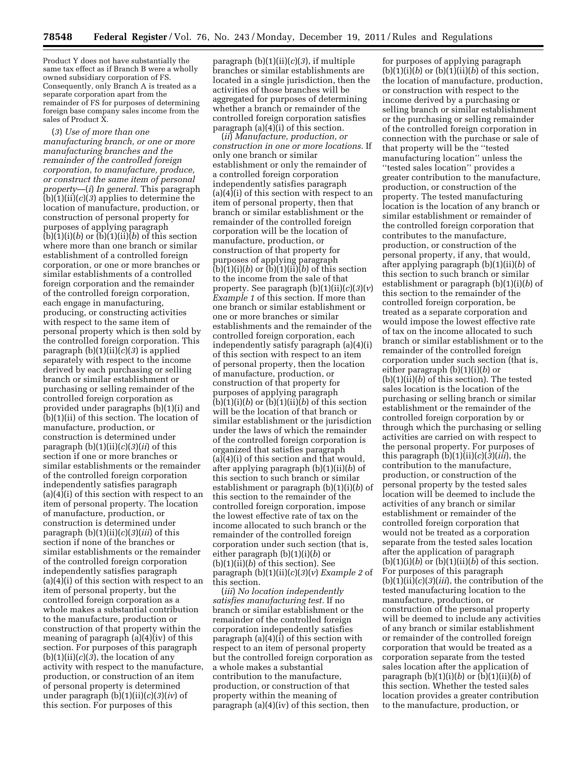Product Y does not have substantially the same tax effect as if Branch B were a wholly owned subsidiary corporation of FS. Consequently, only Branch A is treated as a separate corporation apart from the remainder of FS for purposes of determining foreign base company sales income from the sales of Product X.

(*3*) *Use of more than one manufacturing branch, or one or more manufacturing branches and the remainder of the controlled foreign corporation, to manufacture, produce, or construct the same item of personal property*—(*i*) *In general.* This paragraph (b)(1)(ii)(*c*)(*3*) applies to determine the location of manufacture, production, or construction of personal property for purposes of applying paragraph (b)(1)(i)(*b*) or (b)(1)(ii)(*b*) of this section where more than one branch or similar establishment of a controlled foreign corporation, or one or more branches or similar establishments of a controlled foreign corporation and the remainder of the controlled foreign corporation, each engage in manufacturing, producing, or constructing activities with respect to the same item of personal property which is then sold by the controlled foreign corporation. This paragraph (b)(1)(ii)(*c*)(*3*) is applied separately with respect to the income derived by each purchasing or selling branch or similar establishment or purchasing or selling remainder of the controlled foreign corporation as provided under paragraphs (b)(1)(i) and (b)(1)(ii) of this section. The location of manufacture, production, or construction is determined under paragraph (b)(1)(ii)(*c*)(*3*)(*ii*) of this section if one or more branches or similar establishments or the remainder of the controlled foreign corporation independently satisfies paragraph (a)(4)(i) of this section with respect to an item of personal property. The location of manufacture, production, or construction is determined under paragraph (b)(1)(ii)(*c*)(*3*)(*iii*) of this section if none of the branches or similar establishments or the remainder of the controlled foreign corporation independently satisfies paragraph (a)(4)(i) of this section with respect to an item of personal property, but the controlled foreign corporation as a whole makes a substantial contribution to the manufacture, production or construction of that property within the meaning of paragraph (a)(4)(iv) of this section. For purposes of this paragraph (b)(1)(ii)(*c*)(*3*), the location of any activity with respect to the manufacture, production, or construction of an item of personal property is determined under paragraph (b)(1)(ii)(*c*)(*3*)(*iv*) of this section. For purposes of this paragraph (b)(1)(ii)(*c*)(*3*), if multiple branches or similar establishments are located in a single jurisdiction, then the activities of those branches will be aggregated for purposes of determining whether a branch or remainder of the controlled foreign corporation satisfies paragraph (a)(4)(i) of this section.

(*ii*) *Manufacture, production, or construction in one or more locations.* If only one branch or similar establishment or only the remainder of a controlled foreign corporation independently satisfies paragraph (a)(4)(i) of this section with respect to an item of personal property, then that branch or similar establishment or the remainder of the controlled foreign corporation will be the location of manufacture, production, or construction of that property for purposes of applying paragraph (b)(1)(i)(*b*) or (b)(1)(ii)(*b*) of this section to the income from the sale of that property. See paragraph (b)(1)(ii)(*c*)(*3*)(*v*) *Example 1* of this section. If more than one branch or similar establishment or one or more branches or similar establishments and the remainder of the controlled foreign corporation, each independently satisfy paragraph (a)(4)(i) of this section with respect to an item of personal property, then the location of manufacture, production, or construction of that property for purposes of applying paragraph (b)(1)(i)(*b*) or (b)(1)(ii)(*b*) of this section will be the location of that branch or similar establishment or the jurisdiction under the laws of which the remainder of the controlled foreign corporation is organized that satisfies paragraph (a)(4)(i) of this section and that would, after applying paragraph (b)(1)(ii)(*b*) of this section to such branch or similar establishment or paragraph (b)(1)(i)(*b*) of this section to the remainder of the controlled foreign corporation, impose the lowest effective rate of tax on the income allocated to such branch or the remainder of the controlled foreign corporation under such section (that is, either paragraph (b)(1)(i)(*b*) or (b)(1)(ii)(*b*) of this section). See paragraph (b)(1)(ii)(*c*)(*3*)(*v*) *Example 2* of this section.

(*iii*) *No location independently satisfies manufacturing test.* If no branch or similar establishment or the remainder of the controlled foreign corporation independently satisfies paragraph (a)(4)(i) of this section with respect to an item of personal property but the controlled foreign corporation as a whole makes a substantial contribution to the manufacture, production, or construction of that property within the meaning of paragraph (a)(4)(iv) of this section, then for purposes of applying paragraph (b)(1)(i)(*b*) or (b)(1)(ii)(*b*) of this section, the location of manufacture, production, or construction with respect to the income derived by a purchasing or selling branch or similar establishment or the purchasing or selling remainder of the controlled foreign corporation in connection with the purchase or sale of that property will be the "tested manufacturing location" unless the "tested sales location" provides a greater contribution to the manufacture, production, or construction of the property. The tested manufacturing location is the location of any branch or similar establishment or remainder of the controlled foreign corporation that contributes to the manufacture, production, or construction of the personal property, if any, that would, after applying paragraph (b)(1)(ii)(*b*) of this section to such branch or similar establishment or paragraph (b)(1)(i)(*b*) of this section to the remainder of the controlled foreign corporation, be treated as a separate corporation and would impose the lowest effective rate of tax on the income allocated to such branch or similar establishment or to the remainder of the controlled foreign corporation under such section (that is, either paragraph (b)(1)(i)(*b*) or (b)(1)(ii)(*b*) of this section). The tested sales location is the location of the purchasing or selling branch or similar establishment or the remainder of the controlled foreign corporation by or through which the purchasing or selling activities are carried on with respect to the personal property. For purposes of this paragraph (b)(1)(ii)(*c*)(*3*)(*iii*), the contribution to the manufacture, production, or construction of the personal property by the tested sales location will be deemed to include the activities of any branch or similar establishment or remainder of the controlled foreign corporation that would not be treated as a corporation separate from the tested sales location after the application of paragraph (b)(1)(i)(*b*) or (b)(1)(ii)(*b*) of this section. For purposes of this paragraph (b)(1)(ii)(*c*)(*3*)(*iii*), the contribution of the tested manufacturing location to the manufacture, production, or construction of the personal property will be deemed to include any activities of any branch or similar establishment or remainder of the controlled foreign corporation that would be treated as a corporation separate from the tested sales location after the application of paragraph (b)(1)(i)(*b*) or (b)(1)(ii)(*b*) of this section. Whether the tested sales location provides a greater contribution to the manufacture, production, or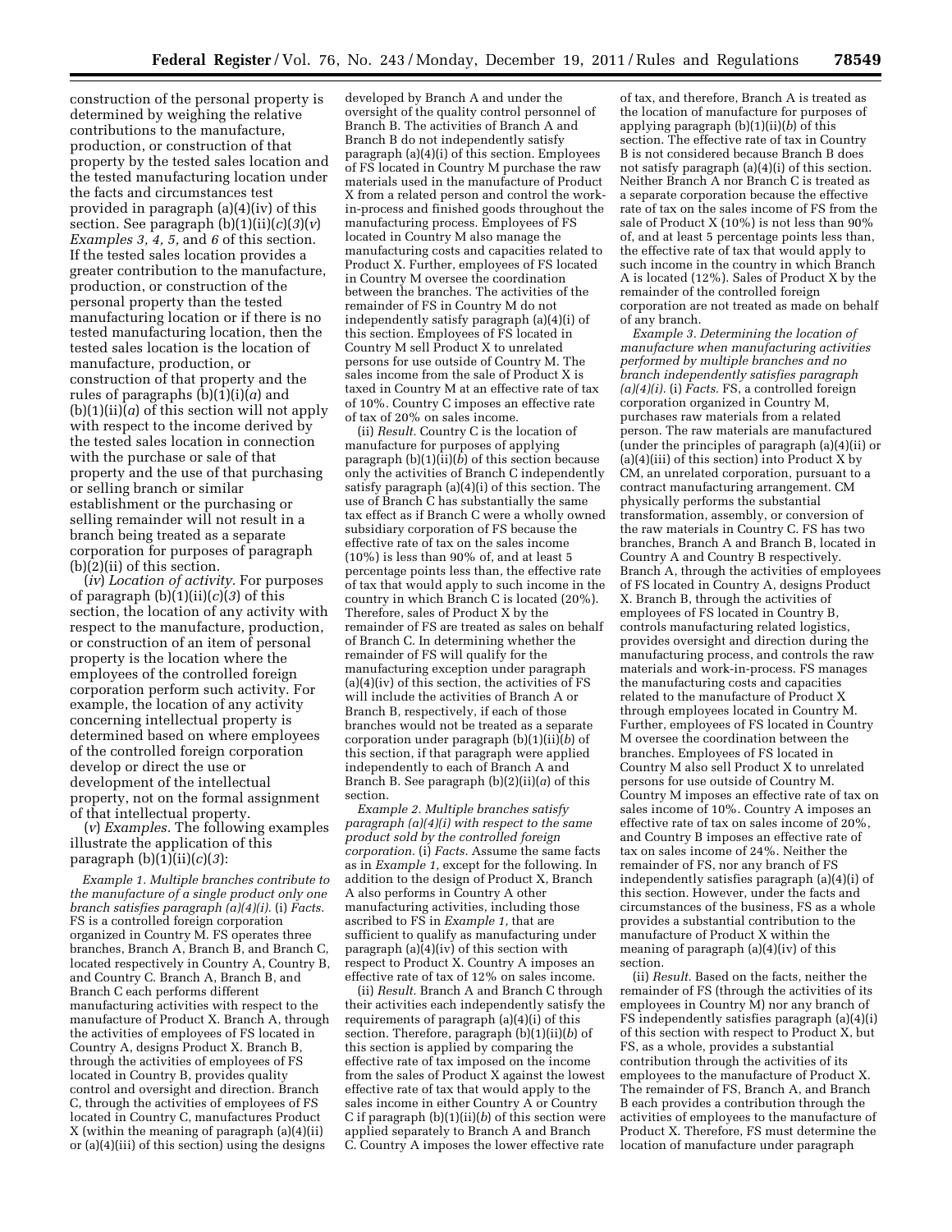construction of the personal property is determined by weighing the relative contributions to the manufacture, production, or construction of that property by the tested sales location and the tested manufacturing location under the facts and circumstances test provided in paragraph (a)(4)(iv) of this section. See paragraph (b)(1)(ii)(*c*)(*3*)(*v*) *Examples 3, 4, 5,* and *6* of this section. If the tested sales location provides a greater contribution to the manufacture, production, or construction of the personal property than the tested manufacturing location or if there is no tested manufacturing location, then the tested sales location is the location of manufacture, production, or construction of that property and the rules of paragraphs (b)(1)(i)(*a*) and (b)(1)(ii)(*a*) of this section will not apply with respect to the income derived by the tested sales location in connection with the purchase or sale of that property and the use of that purchasing or selling branch or similar establishment or the purchasing or selling remainder will not result in a branch being treated as a separate corporation for purposes of paragraph (b)(2)(ii) of this section.

(*iv*) *Location of activity.* For purposes of paragraph (b)(1)(ii)(*c*)(*3*) of this section, the location of any activity with respect to the manufacture, production, or construction of an item of personal property is the location where the employees of the controlled foreign corporation perform such activity. For example, the location of any activity concerning intellectual property is determined based on where employees of the controlled foreign corporation develop or direct the use or development of the intellectual property, not on the formal assignment of that intellectual property.

(*v*) *Examples.* The following examples illustrate the application of this paragraph (b)(1)(ii)(*c*)(*3*):

*Example 1. Multiple branches contribute to the manufacture of a single product only one branch satisfies paragraph (a)(4)(i).* (i) *Facts.* FS is a controlled foreign corporation organized in Country M. FS operates three branches, Branch A, Branch B, and Branch C, located respectively in Country A, Country B, and Country C. Branch A, Branch B, and Branch C each performs different manufacturing activities with respect to the manufacture of Product X. Branch A, through the activities of employees of FS located in Country A, designs Product X. Branch B, through the activities of employees of FS located in Country B, provides quality control and oversight and direction. Branch C, through the activities of employees of FS located in Country C, manufactures Product X (within the meaning of paragraph (a)(4)(ii) or (a)(4)(iii) of this section) using the designs developed by Branch A and under the oversight of the quality control personnel of Branch B. The activities of Branch A and Branch B do not independently satisfy paragraph (a)(4)(i) of this section. Employees of FS located in Country M purchase the raw materials used in the manufacture of Product X from a related person and control the work-in-process and finished goods throughout the manufacturing process. Employees of FS located in Country M also manage the manufacturing costs and capacities related to Product X. Further, employees of FS located in Country M oversee the coordination between the branches. The activities of the remainder of FS in Country M do not independently satisfy paragraph (a)(4)(i) of this section. Employees of FS located in Country M sell Product X to unrelated persons for use outside of Country M. The sales income from the sale of Product X is taxed in Country M at an effective rate of tax of 10%. Country C imposes an effective rate of tax of 20% on sales income.

(ii) *Result.* Country C is the location of manufacture for purposes of applying paragraph (b)(1)(ii)(*b*) of this section because only the activities of Branch C independently satisfy paragraph (a)(4)(i) of this section. The use of Branch C has substantially the same tax effect as if Branch C were a wholly owned subsidiary corporation of FS because the effective rate of tax on the sales income (10%) is less than 90% of, and at least 5 percentage points less than, the effective rate of tax that would apply to such income in the country in which Branch C is located (20%). Therefore, sales of Product X by the remainder of FS are treated as sales on behalf of Branch C. In determining whether the remainder of FS will qualify for the manufacturing exception under paragraph (a)(4)(iv) of this section, the activities of FS will include the activities of Branch A or Branch B, respectively, if each of those branches would not be treated as a separate corporation under paragraph (b)(1)(ii)(*b*) of this section, if that paragraph were applied independently to each of Branch A and Branch B. See paragraph (b)(2)(ii)(*a*) of this section.

*Example 2. Multiple branches satisfy paragraph (a)(4)(i) with respect to the same product sold by the controlled foreign corporation.* (i) *Facts.* Assume the same facts as in *Example 1,* except for the following. In addition to the design of Product X, Branch A also performs in Country A other manufacturing activities, including those ascribed to FS in *Example 1,* that are sufficient to qualify as manufacturing under paragraph (a)(4)(iv) of this section with respect to Product X. Country A imposes an effective rate of tax of 12% on sales income.

(ii) *Result.* Branch A and Branch C through their activities each independently satisfy the requirements of paragraph (a)(4)(i) of this section. Therefore, paragraph (b)(1)(ii)(*b*) of this section is applied by comparing the effective rate of tax imposed on the income from the sales of Product X against the lowest effective rate of tax that would apply to the sales income in either Country A or Country C if paragraph (b)(1)(ii)(*b*) of this section were applied separately to Branch A and Branch C. Country A imposes the lower effective rate of tax, and therefore, Branch A is treated as the location of manufacture for purposes of applying paragraph (b)(1)(ii)(*b*) of this section. The effective rate of tax in Country B is not considered because Branch B does not satisfy paragraph (a)(4)(i) of this section. Neither Branch A nor Branch C is treated as a separate corporation because the effective rate of tax on the sales income of FS from the sale of Product X (10%) is not less than 90% of, and at least 5 percentage points less than, the effective rate of tax that would apply to such income in the country in which Branch A is located (12%). Sales of Product X by the remainder of the controlled foreign corporation are not treated as made on behalf of any branch.

*Example 3. Determining the location of manufacture when manufacturing activities performed by multiple branches and no branch independently satisfies paragraph (a)(4)(i).* (i) *Facts.* FS, a controlled foreign corporation organized in Country M, purchases raw materials from a related person. The raw materials are manufactured (under the principles of paragraph (a)(4)(ii) or (a)(4)(iii) of this section) into Product X by CM, an unrelated corporation, pursuant to a contract manufacturing arrangement. CM physically performs the substantial transformation, assembly, or conversion of the raw materials in Country C. FS has two branches, Branch A and Branch B, located in Country A and Country B respectively. Branch A, through the activities of employees of FS located in Country A, designs Product X. Branch B, through the activities of employees of FS located in Country B, controls manufacturing related logistics, provides oversight and direction during the manufacturing process, and controls the raw materials and work-in-process. FS manages the manufacturing costs and capacities related to the manufacture of Product X through employees located in Country M. Further, employees of FS located in Country M oversee the coordination between the branches. Employees of FS located in Country M also sell Product X to unrelated persons for use outside of Country M. Country M imposes an effective rate of tax on sales income of 10%. Country A imposes an effective rate of tax on sales income of 20%, and Country B imposes an effective rate of tax on sales income of 24%. Neither the remainder of FS, nor any branch of FS independently satisfies paragraph (a)(4)(i) of this section. However, under the facts and circumstances of the business, FS as a whole provides a substantial contribution to the manufacture of Product X within the meaning of paragraph (a)(4)(iv) of this section.

(ii) *Result.* Based on the facts, neither the remainder of FS (through the activities of its employees in Country M) nor any branch of FS independently satisfies paragraph (a)(4)(i) of this section with respect to Product X, but FS, as a whole, provides a substantial contribution through the activities of its employees to the manufacture of Product X. The remainder of FS, Branch A, and Branch B each provides a contribution through the activities of employees to the manufacture of Product X. Therefore, FS must determine the location of manufacture under paragraph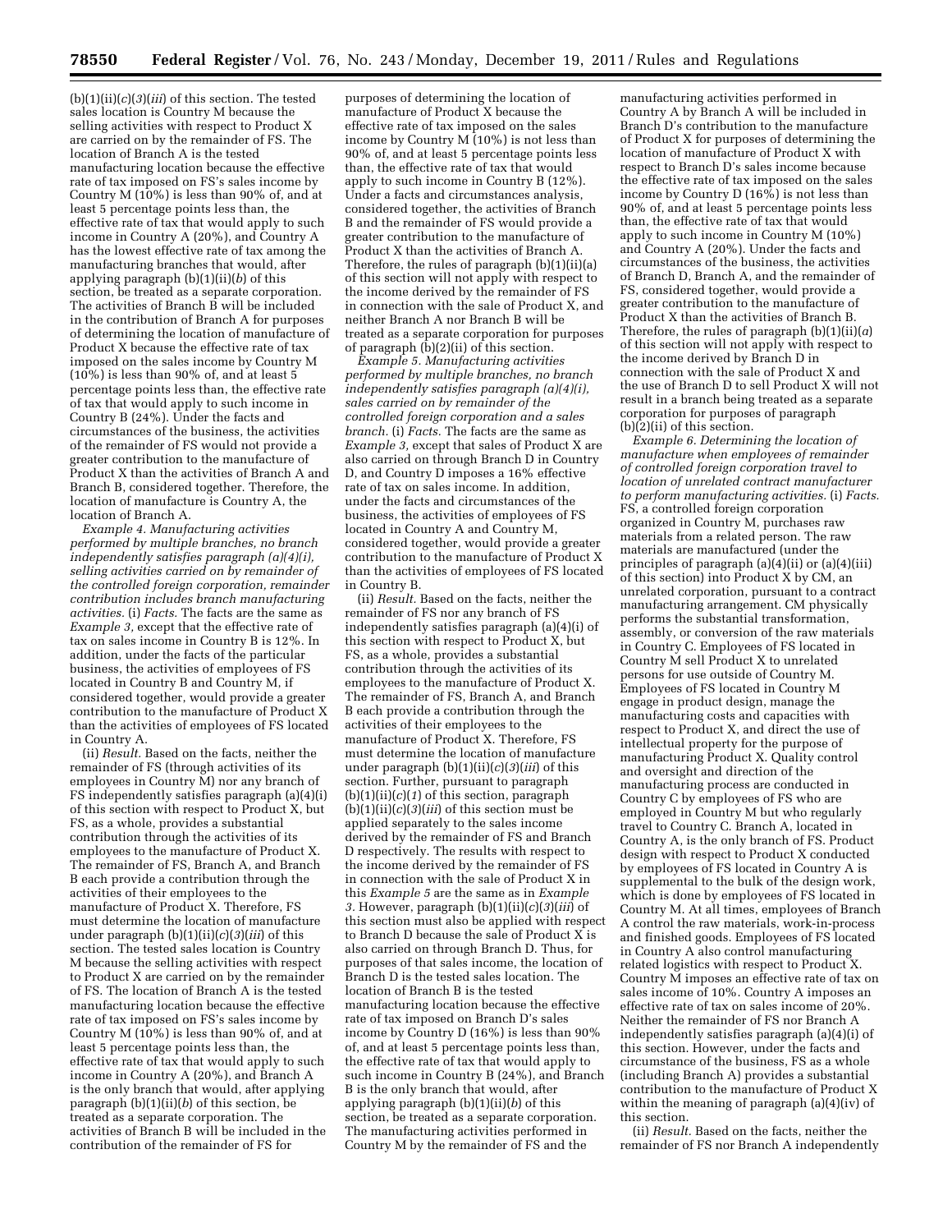(b)(1)(ii)(*c*)(*3*)(*iii*) of this section. The tested sales location is Country M because the selling activities with respect to Product X are carried on by the remainder of FS. The location of Branch A is the tested manufacturing location because the effective rate of tax imposed on FS's sales income by Country M (10%) is less than 90% of, and at least 5 percentage points less than, the effective rate of tax that would apply to such income in Country A (20%), and Country A has the lowest effective rate of tax among the manufacturing branches that would, after applying paragraph (b)(1)(ii)(*b*) of this section, be treated as a separate corporation. The activities of Branch B will be included in the contribution of Branch A for purposes of determining the location of manufacture of Product X because the effective rate of tax imposed on the sales income by Country M (10%) is less than 90% of, and at least 5 percentage points less than, the effective rate of tax that would apply to such income in Country B (24%). Under the facts and circumstances of the business, the activities of the remainder of FS would not provide a greater contribution to the manufacture of Product X than the activities of Branch A and Branch B, considered together. Therefore, the location of manufacture is Country A, the location of Branch A.

*Example 4. Manufacturing activities performed by multiple branches, no branch independently satisfies paragraph (a)(4)(i), selling activities carried on by remainder of the controlled foreign corporation, remainder contribution includes branch manufacturing activities.* (i) *Facts.* The facts are the same as *Example 3,* except that the effective rate of tax on sales income in Country B is 12%. In addition, under the facts of the particular business, the activities of employees of FS located in Country B and Country M, if considered together, would provide a greater contribution to the manufacture of Product X than the activities of employees of FS located in Country A.

(ii) *Result.* Based on the facts, neither the remainder of FS (through activities of its employees in Country M) nor any branch of FS independently satisfies paragraph (a)(4)(i) of this section with respect to Product X, but FS, as a whole, provides a substantial contribution through the activities of its employees to the manufacture of Product X. The remainder of FS, Branch A, and Branch B each provide a contribution through the activities of their employees to the manufacture of Product X. Therefore, FS must determine the location of manufacture under paragraph (b)(1)(ii)(*c*)(*3*)(*iii*) of this section. The tested sales location is Country M because the selling activities with respect to Product X are carried on by the remainder of FS. The location of Branch A is the tested manufacturing location because the effective rate of tax imposed on FS's sales income by Country M (10%) is less than 90% of, and at least 5 percentage points less than, the effective rate of tax that would apply to such income in Country A (20%), and Branch A is the only branch that would, after applying paragraph (b)(1)(ii)(*b*) of this section, be treated as a separate corporation. The activities of Branch B will be included in the contribution of the remainder of FS for purposes of determining the location of manufacture of Product X because the effective rate of tax imposed on the sales income by Country M (10%) is not less than 90% of, and at least 5 percentage points less than, the effective rate of tax that would apply to such income in Country B (12%). Under a facts and circumstances analysis, considered together, the activities of Branch B and the remainder of FS would provide a greater contribution to the manufacture of Product X than the activities of Branch A. Therefore, the rules of paragraph (b)(1)(ii)(*a*) of this section will not apply with respect to the income derived by the remainder of FS in connection with the sale of Product X, and neither Branch A nor Branch B will be treated as a separate corporation for purposes of paragraph (b)(2)(ii) of this section.

*Example 5. Manufacturing activities performed by multiple branches, no branch independently satisfies paragraph (a)(4)(i), sales carried on by remainder of the controlled foreign corporation and a sales branch.* (i) *Facts.* The facts are the same as *Example 3,* except that sales of Product X are also carried on through Branch D in Country D, and Country D imposes a 16% effective rate of tax on sales income. In addition, under the facts and circumstances of the business, the activities of employees of FS located in Country A and Country M, considered together, would provide a greater contribution to the manufacture of Product X than the activities of employees of FS located in Country B.

(ii) *Result.* Based on the facts, neither the remainder of FS nor any branch of FS independently satisfies paragraph (a)(4)(i) of this section with respect to Product X, but FS, as a whole, provides a substantial contribution through the activities of its employees to the manufacture of Product X. The remainder of FS, Branch A, and Branch B each provide a contribution through the activities of their employees to the manufacture of Product X. Therefore, FS must determine the location of manufacture under paragraph (b)(1)(ii)(*c*)(*3*)(*iii*) of this section. Further, pursuant to paragraph (b)(1)(ii)(*c*)(*1*) of this section, paragraph (b)(1)(ii)(*c*)(*3*)(*iii*) of this section must be applied separately to the sales income derived by the remainder of FS and Branch D respectively. The results with respect to the income derived by the remainder of FS in connection with the sale of Product X in this *Example 5* are the same as in *Example 3.* However, paragraph (b)(1)(ii)(*c*)(*3*)(*iii*) of this section must also be applied with respect to Branch D because the sale of Product X is also carried on through Branch D. Thus, for purposes of that sales income, the location of Branch D is the tested sales location. The location of Branch B is the tested manufacturing location because the effective rate of tax imposed on Branch D's sales income by Country D (16%) is less than 90% of, and at least 5 percentage points less than, the effective rate of tax that would apply to such income in Country B (24%), and Branch B is the only branch that would, after applying paragraph (b)(1)(ii)(*b*) of this section, be treated as a separate corporation. The manufacturing activities performed in Country M by the remainder of FS and the manufacturing activities performed in Country A by Branch A will be included in Branch D's contribution to the manufacture of Product X for purposes of determining the location of manufacture of Product X with respect to Branch D's sales income because the effective rate of tax imposed on the sales income by Country D (16%) is not less than 90% of, and at least 5 percentage points less than, the effective rate of tax that would apply to such income in Country M (10%) and Country A (20%). Under the facts and circumstances of the business, the activities of Branch D, Branch A, and the remainder of FS, considered together, would provide a greater contribution to the manufacture of Product X than the activities of Branch B. Therefore, the rules of paragraph (b)(1)(ii)(*a*) of this section will not apply with respect to the income derived by Branch D in connection with the sale of Product X and the use of Branch D to sell Product X will not result in a branch being treated as a separate corporation for purposes of paragraph (b)(2)(ii) of this section.

*Example 6. Determining the location of manufacture when employees of remainder of controlled foreign corporation travel to location of unrelated contract manufacturer to perform manufacturing activities.* (i) *Facts.* FS, a controlled foreign corporation organized in Country M, purchases raw materials from a related person. The raw materials are manufactured (under the principles of paragraph (a)(4)(ii) or (a)(4)(iii) of this section) into Product X by CM, an unrelated corporation, pursuant to a contract manufacturing arrangement. CM physically performs the substantial transformation, assembly, or conversion of the raw materials in Country C. Employees of FS located in Country M sell Product X to unrelated persons for use outside of Country M. Employees of FS located in Country M engage in product design, manage the manufacturing costs and capacities with respect to Product X, and direct the use of intellectual property for the purpose of manufacturing Product X. Quality control and oversight and direction of the manufacturing process are conducted in Country C by employees of FS who are employed in Country M but who regularly travel to Country C. Branch A, located in Country A, is the only branch of FS. Product design with respect to Product X conducted by employees of FS located in Country A is supplemental to the bulk of the design work, which is done by employees of FS located in Country M. At all times, employees of Branch A control the raw materials, work-in-process and finished goods. Employees of FS located in Country A also control manufacturing related logistics with respect to Product X. Country M imposes an effective rate of tax on sales income of 10%. Country A imposes an effective rate of tax on sales income of 20%. Neither the remainder of FS nor Branch A independently satisfies paragraph (a)(4)(i) of this section. However, under the facts and circumstance of the business, FS as a whole (including Branch A) provides a substantial contribution to the manufacture of Product X within the meaning of paragraph (a)(4)(iv) of this section.

(ii) *Result.* Based on the facts, neither the remainder of FS nor Branch A independently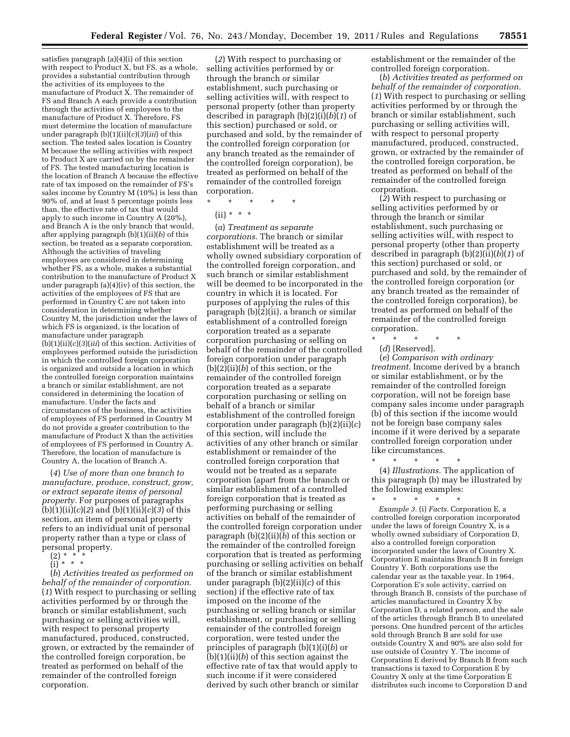satisfies paragraph (a)(4)(i) of this section with respect to Product X, but FS, as a whole, provides a substantial contribution through the activities of its employees to the manufacture of Product X. The remainder of FS and Branch A each provide a contribution through the activities of employees to the manufacture of Product X. Therefore, FS must determine the location of manufacture under paragraph (b)(1)(ii)(*c*)(*3*)(*iii*) of this section. The tested sales location is Country M because the selling activities with respect to Product X are carried on by the remainder of FS. The tested manufacturing location is the location of Branch A because the effective rate of tax imposed on the remainder of FS's sales income by Country M (10%) is less than 90% of, and at least 5 percentage points less than, the effective rate of tax that would apply to such income in Country A (20%), and Branch A is the only branch that would, after applying paragraph (b)(1)(ii)(*b*) of this section, be treated as a separate corporation. Although the activities of traveling employees are considered in determining whether FS, as a whole, makes a substantial contribution to the manufacture of Product X under paragraph (a)(4)(iv) of this section, the activities of the employees of FS that are performed in Country C are not taken into consideration in determining whether Country M, the jurisdiction under the laws of which FS is organized, is the location of manufacture under paragraph (b)(1)(ii)(*c*)(*3*)(*iii*) of this section. Activities of employees performed outside the jurisdiction in which the controlled foreign corporation is organized and outside a location in which the controlled foreign corporation maintains a branch or similar establishment, are not considered in determining the location of manufacture. Under the facts and circumstances of the business, the activities of employees of FS performed in Country M do not provide a greater contribution to the manufacture of Product X than the activities of employees of FS performed in Country A. Therefore, the location of manufacture is Country A, the location of Branch A.

(*4*) *Use of more than one branch to manufacture, produce, construct, grow, or extract separate items of personal property.* For purposes of paragraphs (b)(1)(ii)(*c*)(*2*) and (b)(1)(ii)(*c*)(*3*) of this section, an item of personal property refers to an individual unit of personal property rather than a type or class of personal property.

(2) * * *

(i) * * *

(*b*) *Activities treated as performed on behalf of the remainder of corporation.* (*1*) With respect to purchasing or selling activities performed by or through the branch or similar establishment, such purchasing or selling activities will, with respect to personal property manufactured, produced, constructed, grown, or extracted by the remainder of the controlled foreign corporation, be treated as performed on behalf of the remainder of the controlled foreign corporation.

(*2*) With respect to purchasing or selling activities performed by or through the branch or similar establishment, such purchasing or selling activities will, with respect to personal property (other than property described in paragraph (b)(2)(i)(*b*)(*1*) of this section) purchased or sold, or purchased and sold, by the remainder of the controlled foreign corporation (or any branch treated as the remainder of the controlled foreign corporation), be treated as performed on behalf of the remainder of the controlled foreign corporation.

\* \* \* \* \*

(ii) * * *

(*a*) *Treatment as separate corporations.* The branch or similar establishment will be treated as a wholly owned subsidiary corporation of the controlled foreign corporation, and such branch or similar establishment will be deemed to be incorporated in the country in which it is located. For purposes of applying the rules of this paragraph (b)(2)(ii), a branch or similar establishment of a controlled foreign corporation treated as a separate corporation purchasing or selling on behalf of the remainder of the controlled foreign corporation under paragraph (b)(2)(ii)(*b*) of this section, or the remainder of the controlled foreign corporation treated as a separate corporation purchasing or selling on behalf of a branch or similar establishment of the controlled foreign corporation under paragraph (b)(2)(ii)(*c*) of this section, will include the activities of any other branch or similar establishment or remainder of the controlled foreign corporation that would not be treated as a separate corporation (apart from the branch or similar establishment of a controlled foreign corporation that is treated as performing purchasing or selling activities on behalf of the remainder of the controlled foreign corporation under paragraph (b)(2)(ii)(*b*) of this section or the remainder of the controlled foreign corporation that is treated as performing purchasing or selling activities on behalf of the branch or similar establishment under paragraph (b)(2)(ii)(*c*) of this section) if the effective rate of tax imposed on the income of the purchasing or selling branch or similar establishment, or purchasing or selling remainder of the controlled foreign corporation, were tested under the principles of paragraph (b)(1)(i)(*b*) or (b)(1)(ii)(*b*) of this section against the effective rate of tax that would apply to such income if it were considered derived by such other branch or similar establishment or the remainder of the controlled foreign corporation.

(*b*) *Activities treated as performed on behalf of the remainder of corporation.* (*1*) With respect to purchasing or selling activities performed by or through the branch or similar establishment, such purchasing or selling activities will, with respect to personal property manufactured, produced, constructed, grown, or extracted by the remainder of the controlled foreign corporation, be treated as performed on behalf of the remainder of the controlled foreign corporation.

(*2*) With respect to purchasing or selling activities performed by or through the branch or similar establishment, such purchasing or selling activities will, with respect to personal property (other than property described in paragraph (b)(2)(ii)(*b*)(*1*) of this section) purchased or sold, or purchased and sold, by the remainder of the controlled foreign corporation (or any branch treated as the remainder of the controlled foreign corporation), be treated as performed on behalf of the remainder of the controlled foreign corporation.

\* \* \* \* \*

(*d*) [Reserved].

(*e*) *Comparison with ordinary treatment.* Income derived by a branch or similar establishment, or by the remainder of the controlled foreign corporation, will not be foreign base company sales income under paragraph (b) of this section if the income would not be foreign base company sales income if it were derived by a separate controlled foreign corporation under like circumstances.

\* \* \* \* \*

(4) *Illustrations.* The application of this paragraph (b) may be illustrated by the following examples:

\* \* \* \* \*

*Example 3.* (i) *Facts.* Corporation E, a controlled foreign corporation incorporated under the laws of foreign Country X, is a wholly owned subsidiary of Corporation D, also a controlled foreign corporation incorporated under the laws of Country X. Corporation E maintains Branch B in foreign Country Y. Both corporations use the calendar year as the taxable year. In 1964, Corporation E's sole activity, carried on through Branch B, consists of the purchase of articles manufactured in Country X by Corporation D, a related person, and the sale of the articles through Branch B to unrelated persons. One hundred percent of the articles sold through Branch B are sold for use outside Country X and 90% are also sold for use outside of Country Y. The income of Corporation E derived by Branch B from such transactions is taxed to Corporation E by Country X only at the time Corporation E distributes such income to Corporation D and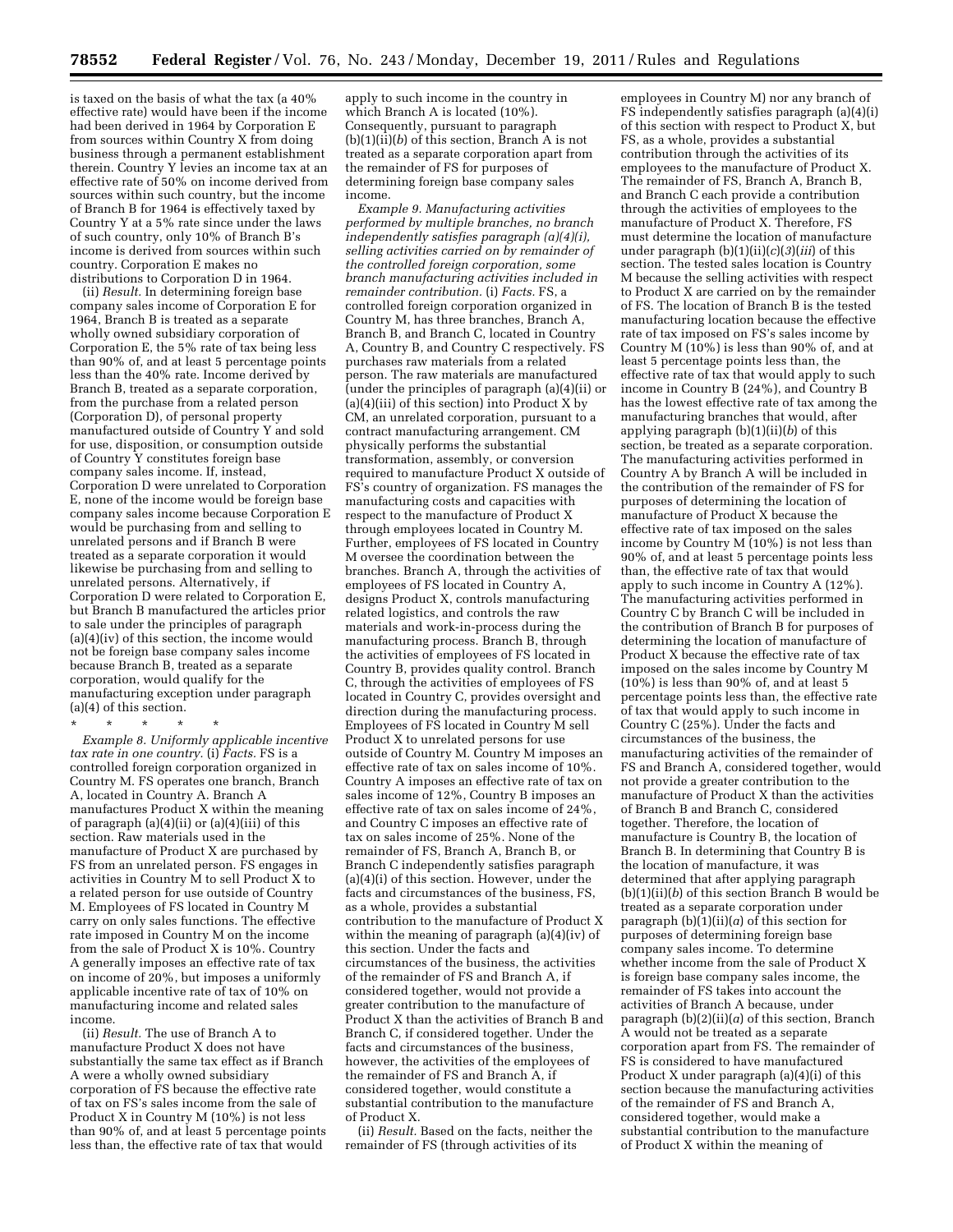is taxed on the basis of what the tax (a 40% effective rate) would have been if the income had been derived in 1964 by Corporation E from sources within Country X from doing business through a permanent establishment therein. Country Y levies an income tax at an effective rate of 50% on income derived from sources within such country, but the income of Branch B for 1964 is effectively taxed by Country Y at a 5% rate since under the laws of such country, only 10% of Branch B's income is derived from sources within such country. Corporation E makes no distributions to Corporation D in 1964.

(ii) *Result.* In determining foreign base company sales income of Corporation E for 1964, Branch B is treated as a separate wholly owned subsidiary corporation of Corporation E, the 5% rate of tax being less than 90% of, and at least 5 percentage points less than the 40% rate. Income derived by Branch B, treated as a separate corporation, from the purchase from a related person (Corporation D), of personal property manufactured outside of Country Y and sold for use, disposition, or consumption outside of Country Y constitutes foreign base company sales income. If, instead, Corporation D were unrelated to Corporation E, none of the income would be foreign base company sales income because Corporation E would be purchasing from and selling to unrelated persons and if Branch B were treated as a separate corporation it would likewise be purchasing from and selling to unrelated persons. Alternatively, if Corporation D were related to Corporation E, but Branch B manufactured the articles prior to sale under the principles of paragraph (a)(4)(iv) of this section, the income would not be foreign base company sales income because Branch B, treated as a separate corporation, would qualify for the manufacturing exception under paragraph (a)(4) of this section.

\* \* \* \* \*

*Example 8. Uniformly applicable incentive tax rate in one country.* (i) *Facts.* FS is a controlled foreign corporation organized in Country M. FS operates one branch, Branch A, located in Country A. Branch A manufactures Product X within the meaning of paragraph (a)(4)(ii) or (a)(4)(iii) of this section. Raw materials used in the manufacture of Product X are purchased by FS from an unrelated person. FS engages in activities in Country M to sell Product X to a related person for use outside of Country M. Employees of FS located in Country M carry on only sales functions. The effective rate imposed in Country M on the income from the sale of Product X is 10%. Country A generally imposes an effective rate of tax on income of 20%, but imposes a uniformly applicable incentive rate of tax of 10% on manufacturing income and related sales income.

(ii) *Result.* The use of Branch A to manufacture Product X does not have substantially the same tax effect as if Branch A were a wholly owned subsidiary corporation of FS because the effective rate of tax on FS's sales income from the sale of Product X in Country M (10%) is not less than 90% of, and at least 5 percentage points less than, the effective rate of tax that would apply to such income in the country in which Branch A is located (10%). Consequently, pursuant to paragraph (b)(1)(ii)(*b*) of this section, Branch A is not treated as a separate corporation apart from the remainder of FS for purposes of determining foreign base company sales income.

*Example 9. Manufacturing activities performed by multiple branches, no branch independently satisfies paragraph (a)(4)(i), selling activities carried on by remainder of the controlled foreign corporation, some branch manufacturing activities included in remainder contribution.* (i) *Facts.* FS, a controlled foreign corporation organized in Country M, has three branches, Branch A, Branch B, and Branch C, located in Country A, Country B, and Country C respectively. FS purchases raw materials from a related person. The raw materials are manufactured (under the principles of paragraph (a)(4)(ii) or (a)(4)(iii) of this section) into Product X by CM, an unrelated corporation, pursuant to a contract manufacturing arrangement. CM physically performs the substantial transformation, assembly, or conversion required to manufacture Product X outside of FS's country of organization. FS manages the manufacturing costs and capacities with respect to the manufacture of Product X through employees located in Country M. Further, employees of FS located in Country M oversee the coordination between the branches. Branch A, through the activities of employees of FS located in Country A, designs Product X, controls manufacturing related logistics, and controls the raw materials and work-in-process during the manufacturing process. Branch B, through the activities of employees of FS located in Country B, provides quality control. Branch C, through the activities of employees of FS located in Country C, provides oversight and direction during the manufacturing process. Employees of FS located in Country M sell Product X to unrelated persons for use outside of Country M. Country M imposes an effective rate of tax on sales income of 10%. Country A imposes an effective rate of tax on sales income of 12%, Country B imposes an effective rate of tax on sales income of 24%, and Country C imposes an effective rate of tax on sales income of 25%. None of the remainder of FS, Branch A, Branch B, or Branch C independently satisfies paragraph (a)(4)(i) of this section. However, under the facts and circumstances of the business, FS, as a whole, provides a substantial contribution to the manufacture of Product X within the meaning of paragraph (a)(4)(iv) of this section. Under the facts and circumstances of the business, the activities of the remainder of FS and Branch A, if considered together, would not provide a greater contribution to the manufacture of Product X than the activities of Branch B and Branch C, if considered together. Under the facts and circumstances of the business, however, the activities of the employees of the remainder of FS and Branch A, if considered together, would constitute a substantial contribution to the manufacture of Product X.

(ii) *Result.* Based on the facts, neither the remainder of FS (through activities of its employees in Country M) nor any branch of FS independently satisfies paragraph (a)(4)(i) of this section with respect to Product X, but FS, as a whole, provides a substantial contribution through the activities of its employees to the manufacture of Product X. The remainder of FS, Branch A, Branch B, and Branch C each provide a contribution through the activities of employees to the manufacture of Product X. Therefore, FS must determine the location of manufacture under paragraph (b)(1)(ii)(*c*)(*3*)(*iii*) of this section. The tested sales location is Country M because the selling activities with respect to Product X are carried on by the remainder of FS. The location of Branch B is the tested manufacturing location because the effective rate of tax imposed on FS's sales income by Country M (10%) is less than 90% of, and at least 5 percentage points less than, the effective rate of tax that would apply to such income in Country B (24%), and Country B has the lowest effective rate of tax among the manufacturing branches that would, after applying paragraph (b)(1)(ii)(*b*) of this section, be treated as a separate corporation. The manufacturing activities performed in Country A by Branch A will be included in the contribution of the remainder of FS for purposes of determining the location of manufacture of Product X because the effective rate of tax imposed on the sales income by Country M (10%) is not less than 90% of, and at least 5 percentage points less than, the effective rate of tax that would apply to such income in Country A (12%). The manufacturing activities performed in Country C by Branch C will be included in the contribution of Branch B for purposes of determining the location of manufacture of Product X because the effective rate of tax imposed on the sales income by Country M (10%) is less than 90% of, and at least 5 percentage points less than, the effective rate of tax that would apply to such income in Country C (25%). Under the facts and circumstances of the business, the manufacturing activities of the remainder of FS and Branch A, considered together, would not provide a greater contribution to the manufacture of Product X than the activities of Branch B and Branch C, considered together. Therefore, the location of manufacture is Country B, the location of Branch B. In determining that Country B is the location of manufacture, it was determined that after applying paragraph (b)(1)(ii)(*b*) of this section Branch B would be treated as a separate corporation under paragraph (b)(1)(ii)(*a*) of this section for purposes of determining foreign base company sales income. To determine whether income from the sale of Product X is foreign base company sales income, the remainder of FS takes into account the activities of Branch A because, under paragraph (b)(2)(ii)(*a*) of this section, Branch A would not be treated as a separate corporation apart from FS. The remainder of FS is considered to have manufactured Product X under paragraph (a)(4)(i) of this section because the manufacturing activities of the remainder of FS and Branch A, considered together, would make a substantial contribution to the manufacture of Product X within the meaning of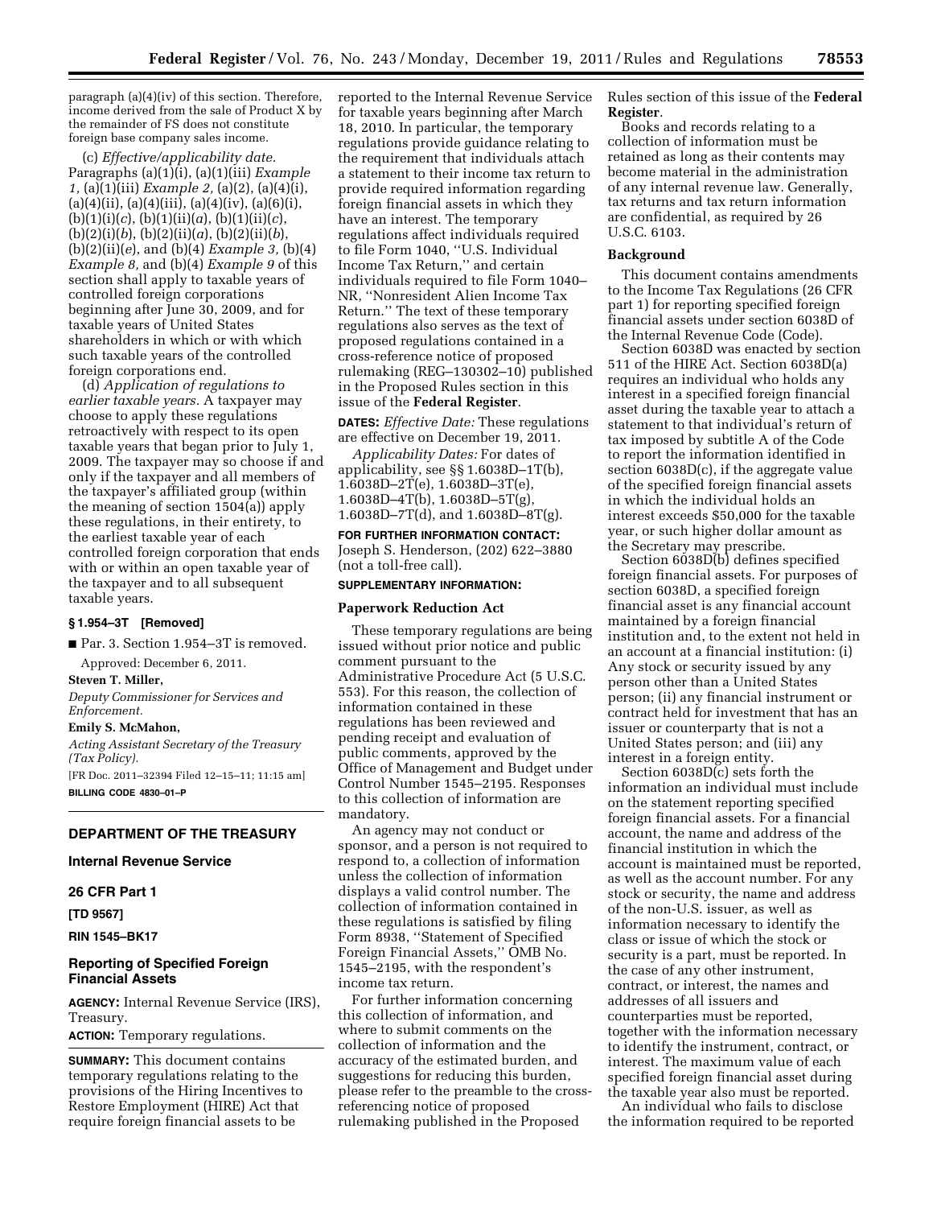paragraph (a)(4)(iv) of this section. Therefore, income derived from the sale of Product X by the remainder of FS does not constitute foreign base company sales income.

(c) *Effective/applicability date.* Paragraphs (a)(1)(i), (a)(1)(iii) *Example 1,* (a)(1)(iii) *Example 2,* (a)(2), (a)(4)(i), (a)(4)(ii), (a)(4)(iii), (a)(4)(iv), (a)(6)(i), (b)(1)(i)(*c*), (b)(1)(ii)(*a*), (b)(1)(ii)(*c*), (b)(2)(i)(*b*), (b)(2)(ii)(*a*), (b)(2)(ii)(*b*), (b)(2)(ii)(*e*), and (b)(4) *Example 3,* (b)(4) *Example 8,* and (b)(4) *Example 9* of this section shall apply to taxable years of controlled foreign corporations beginning after June 30, 2009, and for taxable years of United States shareholders in which or with which such taxable years of the controlled foreign corporations end.

(d) *Application of regulations to earlier taxable years.* A taxpayer may choose to apply these regulations retroactively with respect to its open taxable years that began prior to July 1, 2009. The taxpayer may so choose if and only if the taxpayer and all members of the taxpayer's affiliated group (within the meaning of section 1504(a)) apply these regulations, in their entirety, to the earliest taxable year of each controlled foreign corporation that ends with or within an open taxable year of the taxpayer and to all subsequent taxable years.

**§ 1.954–3T [Removed]**

■ Par. 3. Section 1.954–3T is removed.

Approved: December 6, 2011.

**Steven T. Miller,**

*Deputy Commissioner for Services and Enforcement.*

**Emily S. McMahon,**

*Acting Assistant Secretary of the Treasury (Tax Policy).*

[FR Doc. 2011–32394 Filed 12–15–11; 11:15 am]

**BILLING CODE 4830–01–P**

## DEPARTMENT OF THE TREASURY

### Internal Revenue Service

### 26 CFR Part 1

**[TD 9567]**

**RIN 1545–BK17**

## Reporting of Specified Foreign Financial Assets

**AGENCY:** Internal Revenue Service (IRS), Treasury.

**ACTION:** Temporary regulations.

**SUMMARY:** This document contains temporary regulations relating to the provisions of the Hiring Incentives to Restore Employment (HIRE) Act that require foreign financial assets to be reported to the Internal Revenue Service for taxable years beginning after March 18, 2010. In particular, the temporary regulations provide guidance relating to the requirement that individuals attach a statement to their income tax return to provide required information regarding foreign financial assets in which they have an interest. The temporary regulations affect individuals required to file Form 1040, ''U.S. Individual Income Tax Return,'' and certain individuals required to file Form 1040–NR, ''Nonresident Alien Income Tax Return.'' The text of these temporary regulations also serves as the text of proposed regulations contained in a cross-reference notice of proposed rulemaking (REG–130302–10) published in the Proposed Rules section in this issue of the **Federal Register**.

**DATES:** *Effective Date:* These regulations are effective on December 19, 2011.

*Applicability Dates:* For dates of applicability, see §§ 1.6038D–1T(b), 1.6038D–2T(e), 1.6038D–3T(e), 1.6038D–4T(b), 1.6038D–5T(g), 1.6038D–7T(d), and 1.6038D–8T(g).

**FOR FURTHER INFORMATION CONTACT:** Joseph S. Henderson, (202) 622–3880 (not a toll-free call).

**SUPPLEMENTARY INFORMATION:**

### Paperwork Reduction Act

These temporary regulations are being issued without prior notice and public comment pursuant to the Administrative Procedure Act (5 U.S.C. 553). For this reason, the collection of information contained in these regulations has been reviewed and pending receipt and evaluation of public comments, approved by the Office of Management and Budget under Control Number 1545–2195. Responses to this collection of information are mandatory.

An agency may not conduct or sponsor, and a person is not required to respond to, a collection of information unless the collection of information displays a valid control number. The collection of information contained in these regulations is satisfied by filing Form 8938, ''Statement of Specified Foreign Financial Assets,'' OMB No. 1545–2195, with the respondent's income tax return.

For further information concerning this collection of information, and where to submit comments on the collection of information and the accuracy of the estimated burden, and suggestions for reducing this burden, please refer to the preamble to the cross-referencing notice of proposed rulemaking published in the Proposed Rules section of this issue of the **Federal Register**.

Books and records relating to a collection of information must be retained as long as their contents may become material in the administration of any internal revenue law. Generally, tax returns and tax return information are confidential, as required by 26 U.S.C. 6103.

### Background

This document contains amendments to the Income Tax Regulations (26 CFR part 1) for reporting specified foreign financial assets under section 6038D of the Internal Revenue Code (Code).

Section 6038D was enacted by section 511 of the HIRE Act. Section 6038D(a) requires an individual who holds any interest in a specified foreign financial asset during the taxable year to attach a statement to that individual's return of tax imposed by subtitle A of the Code to report the information identified in section 6038D(c), if the aggregate value of the specified foreign financial assets in which the individual holds an interest exceeds $50,000 for the taxable year, or such higher dollar amount as the Secretary may prescribe.

Section 6038D(b) defines specified foreign financial assets. For purposes of section 6038D, a specified foreign financial asset is any financial account maintained by a foreign financial institution and, to the extent not held in an account at a financial institution: (i) Any stock or security issued by any person other than a United States person; (ii) any financial instrument or contract held for investment that has an issuer or counterparty that is not a United States person; and (iii) any interest in a foreign entity.

Section 6038D(c) sets forth the information an individual must include on the statement reporting specified foreign financial assets. For a financial account, the name and address of the financial institution in which the account is maintained must be reported, as well as the account number. For any stock or security, the name and address of the non-U.S. issuer, as well as information necessary to identify the class or issue of which the stock or security is a part, must be reported. In the case of any other instrument, contract, or interest, the names and addresses of all issuers and counterparties must be reported, together with the information necessary to identify the instrument, contract, or interest. The maximum value of each specified foreign financial asset during the taxable year also must be reported.

An individual who fails to disclose the information required to be reported